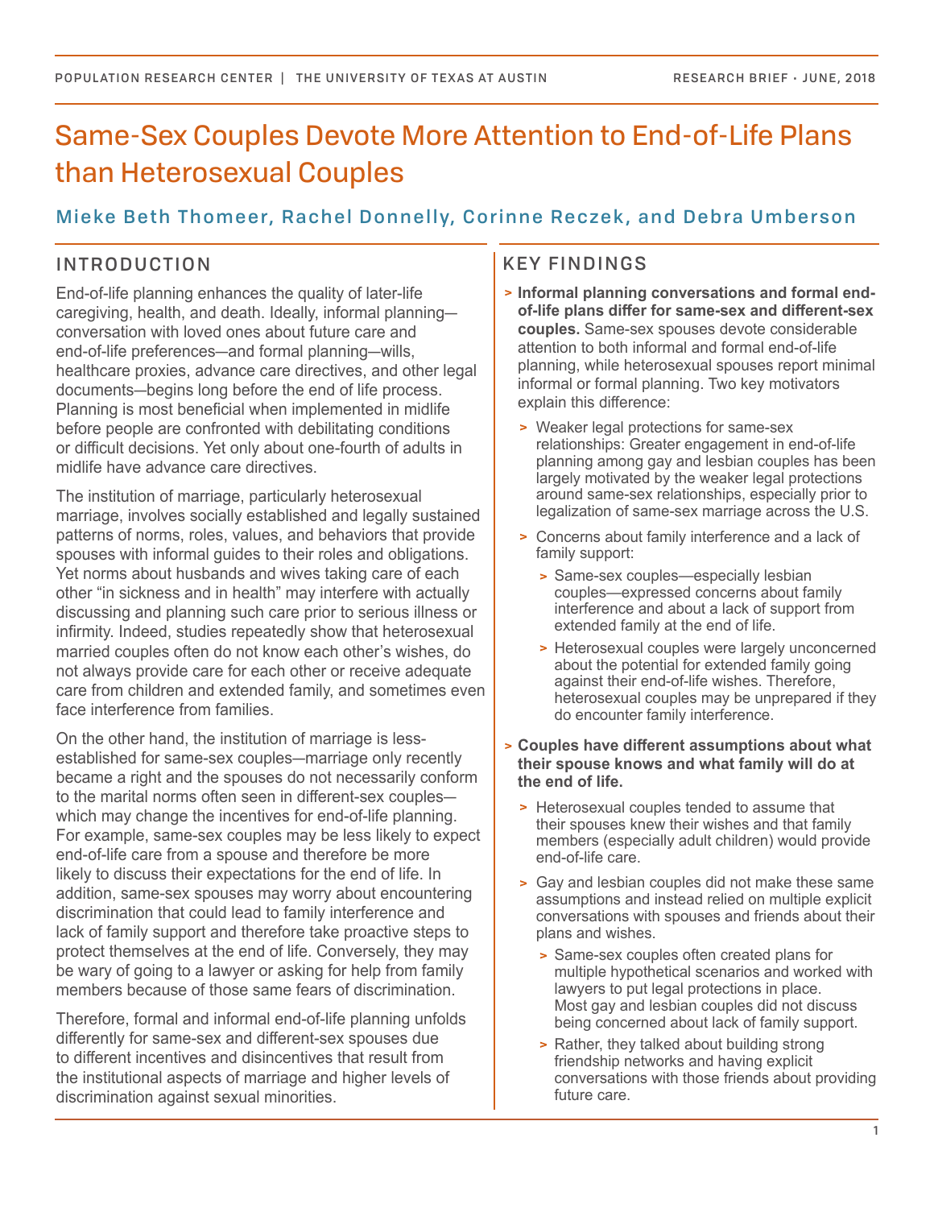# Same-Sex Couples Devote More Attention to End-of-Life Plans than Heterosexual Couples

**Mieke Beth Thomeer, Rachel Donnelly, Corinne Reczek, and Debra Umberson**

## INTRODUCTION

End-of-life planning enhances the quality of later-life caregiving, health, and death. Ideally, informal planning—conversation with loved ones about future care and end-of-life preferences—and formal planning—wills, healthcare proxies, advance care directives, and other legal documents—begins long before the end of life process. Planning is most beneficial when implemented in midlife before people are confronted with debilitating conditions or difficult decisions. Yet only about one-fourth of adults in midlife have advance care directives.

The institution of marriage, particularly heterosexual marriage, involves socially established and legally sustained patterns of norms, roles, values, and behaviors that provide spouses with informal guides to their roles and obligations. Yet norms about husbands and wives taking care of each other "in sickness and in health" may interfere with actually discussing and planning such care prior to serious illness or infirmity. Indeed, studies repeatedly show that heterosexual married couples often do not know each other's wishes, do not always provide care for each other or receive adequate care from children and extended family, and sometimes even face interference from families.

On the other hand, the institution of marriage is less-established for same-sex couples—marriage only recently became a right and the spouses do not necessarily conform to the marital norms often seen in different-sex couples—which may change the incentives for end-of-life planning. For example, same-sex couples may be less likely to expect end-of-life care from a spouse and therefore be more likely to discuss their expectations for the end of life. In addition, same-sex spouses may worry about encountering discrimination that could lead to family interference and lack of family support and therefore take proactive steps to protect themselves at the end of life. Conversely, they may be wary of going to a lawyer or asking for help from family members because of those same fears of discrimination.

Therefore, formal and informal end-of-life planning unfolds differently for same-sex and different-sex spouses due to different incentives and disincentives that result from the institutional aspects of marriage and higher levels of discrimination against sexual minorities.

## KEY FINDINGS

- **Informal planning conversations and formal end-of-life plans differ for same-sex and different-sex couples.** Same-sex spouses devote considerable attention to both informal and formal end-of-life planning, while heterosexual spouses report minimal informal or formal planning. Two key motivators explain this difference:
  - Weaker legal protections for same-sex relationships: Greater engagement in end-of-life planning among gay and lesbian couples has been largely motivated by the weaker legal protections around same-sex relationships, especially prior to legalization of same-sex marriage across the U.S.
  - Concerns about family interference and a lack of family support:
    - Same-sex couples—especially lesbian couples—expressed concerns about family interference and about a lack of support from extended family at the end of life.
    - Heterosexual couples were largely unconcerned about the potential for extended family going against their end-of-life wishes. Therefore, heterosexual couples may be unprepared if they do encounter family interference.
- **Couples have different assumptions about what their spouse knows and what family will do at the end of life.**
  - Heterosexual couples tended to assume that their spouses knew their wishes and that family members (especially adult children) would provide end-of-life care.
  - Gay and lesbian couples did not make these same assumptions and instead relied on multiple explicit conversations with spouses and friends about their plans and wishes.
    - Same-sex couples often created plans for multiple hypothetical scenarios and worked with lawyers to put legal protections in place. Most gay and lesbian couples did not discuss being concerned about lack of family support.
    - Rather, they talked about building strong friendship networks and having explicit conversations with those friends about providing future care.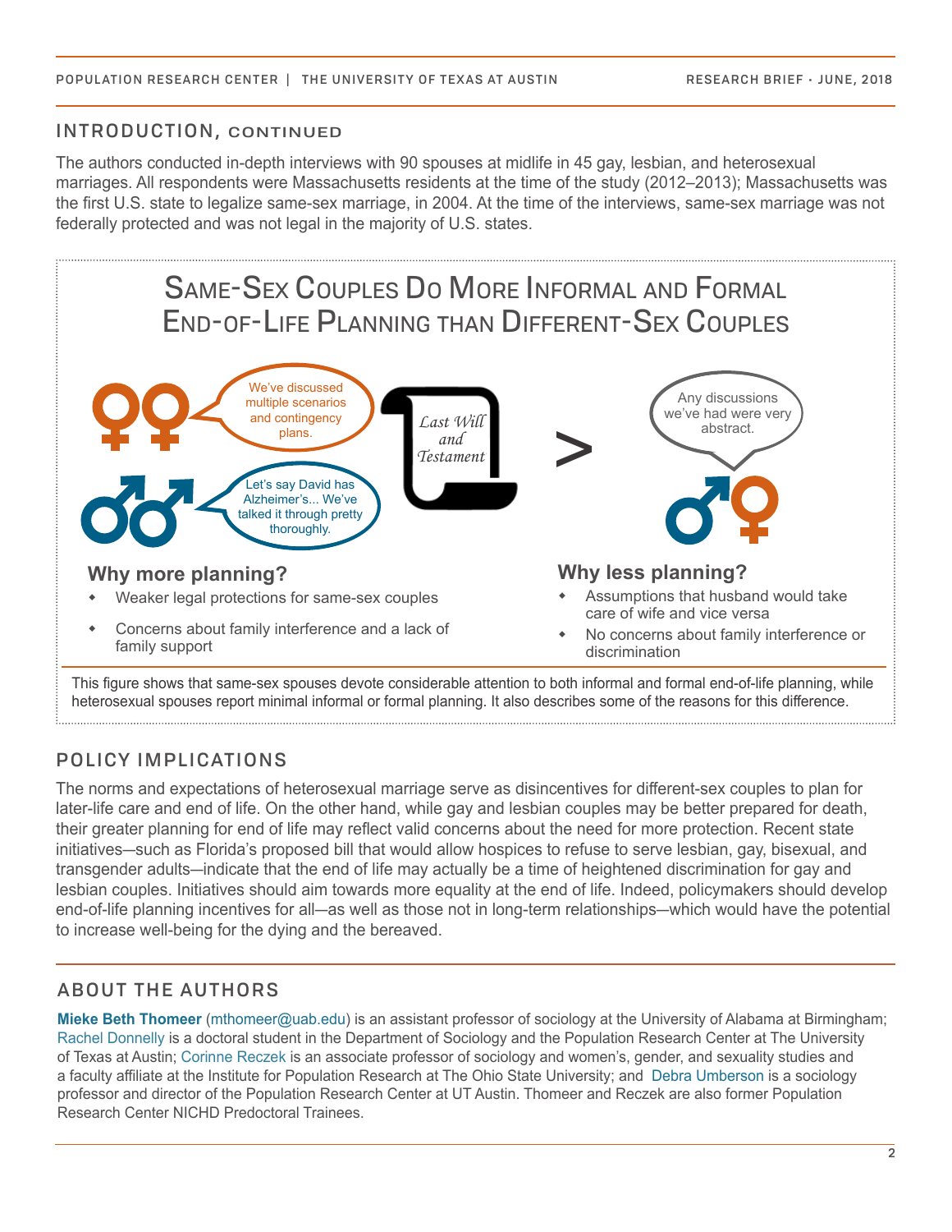## INTRODUCTION, CONTINUED

The authors conducted in-depth interviews with 90 spouses at midlife in 45 gay, lesbian, and heterosexual marriages. All respondents were Massachusetts residents at the time of the study (2012–2013); Massachusetts was the first U.S. state to legalize same-sex marriage, in 2004. At the time of the interviews, same-sex marriage was not federally protected and was not legal in the majority of U.S. states.

### Same-Sex Couples Do More Informal and Formal End-of-Life Planning than Different-Sex Couples

"We've discussed multiple scenarios and contingency plans."

"Let's say David has Alzheimer's... We've talked it through pretty thoroughly."

Last Will and Testament

>

"Any discussions we've had were very abstract."

**Why more planning?**

- Weaker legal protections for same-sex couples
- Concerns about family interference and a lack of family support

**Why less planning?**

- Assumptions that husband would take care of wife and vice versa
- No concerns about family interference or discrimination

This figure shows that same-sex spouses devote considerable attention to both informal and formal end-of-life planning, while heterosexual spouses report minimal informal or formal planning. It also describes some of the reasons for this difference.

## POLICY IMPLICATIONS

The norms and expectations of heterosexual marriage serve as disincentives for different-sex couples to plan for later-life care and end of life. On the other hand, while gay and lesbian couples may be better prepared for death, their greater planning for end of life may reflect valid concerns about the need for more protection. Recent state initiatives—such as Florida's proposed bill that would allow hospices to refuse to serve lesbian, gay, bisexual, and transgender adults—indicate that the end of life may actually be a time of heightened discrimination for gay and lesbian couples. Initiatives should aim towards more equality at the end of life. Indeed, policymakers should develop end-of-life planning incentives for all—as well as those not in long-term relationships—which would have the potential to increase well-being for the dying and the bereaved.

## ABOUT THE AUTHORS

**Mieke Beth Thomeer** (mthomeer@uab.edu) is an assistant professor of sociology at the University of Alabama at Birmingham; Rachel Donnelly is a doctoral student in the Department of Sociology and the Population Research Center at The University of Texas at Austin; Corinne Reczek is an associate professor of sociology and women's, gender, and sexuality studies and a faculty affiliate at the Institute for Population Research at The Ohio State University; and Debra Umberson is a sociology professor and director of the Population Research Center at UT Austin. Thomeer and Reczek are also former Population Research Center NICHD Predoctoral Trainees.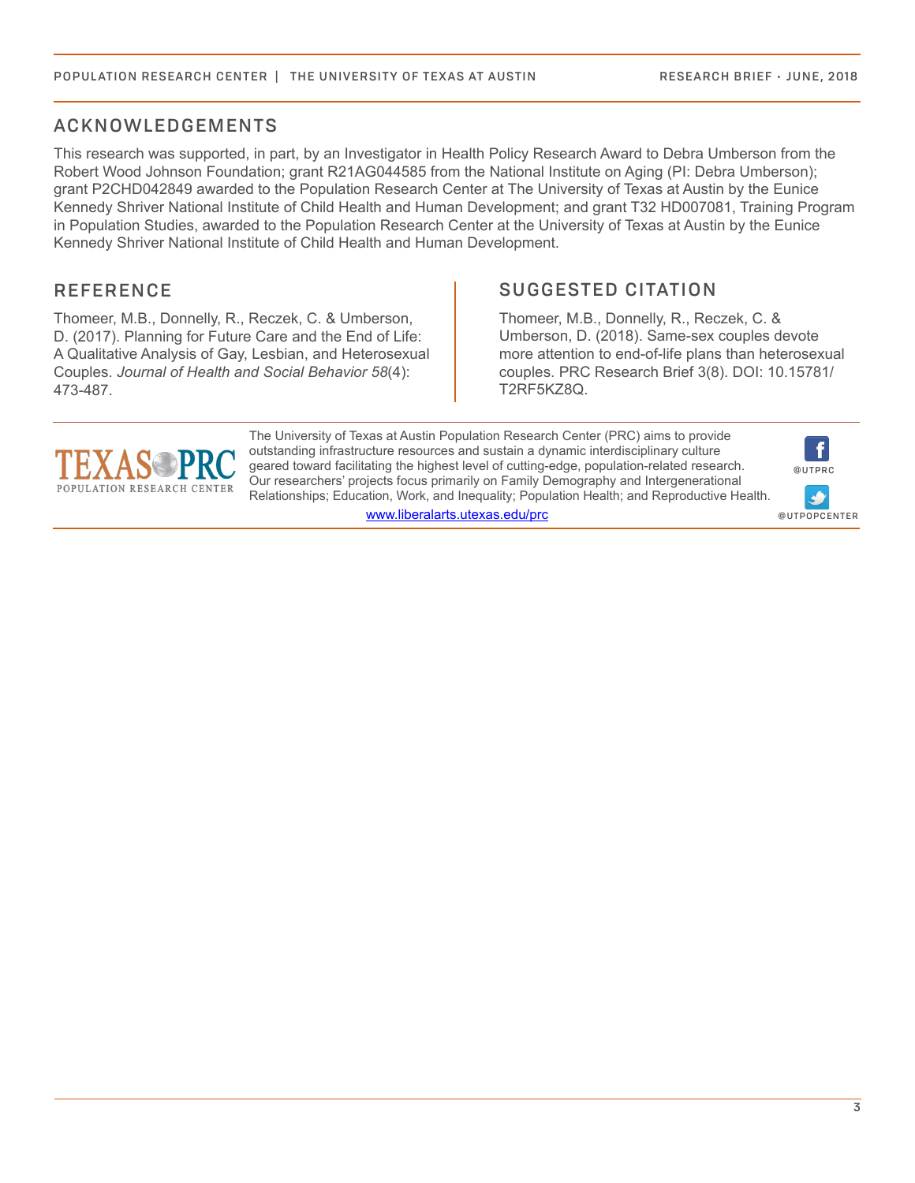## ACKNOWLEDGEMENTS

This research was supported, in part, by an Investigator in Health Policy Research Award to Debra Umberson from the Robert Wood Johnson Foundation; grant R21AG044585 from the National Institute on Aging (PI: Debra Umberson); grant P2CHD042849 awarded to the Population Research Center at The University of Texas at Austin by the Eunice Kennedy Shriver National Institute of Child Health and Human Development; and grant T32 HD007081, Training Program in Population Studies, awarded to the Population Research Center at the University of Texas at Austin by the Eunice Kennedy Shriver National Institute of Child Health and Human Development.

## REFERENCE

Thomeer, M.B., Donnelly, R., Reczek, C. & Umberson, D. (2017). Planning for Future Care and the End of Life: A Qualitative Analysis of Gay, Lesbian, and Heterosexual Couples. *Journal of Health and Social Behavior 58*(4): 473-487.

## SUGGESTED CITATION

Thomeer, M.B., Donnelly, R., Reczek, C. & Umberson, D. (2018). Same-sex couples devote more attention to end-of-life plans than heterosexual couples. PRC Research Brief 3(8). DOI: 10.15781/T2RF5KZ8Q.

TEXAS PRC
POPULATION RESEARCH CENTER

The University of Texas at Austin Population Research Center (PRC) aims to provide outstanding infrastructure resources and sustain a dynamic interdisciplinary culture geared toward facilitating the highest level of cutting-edge, population-related research. Our researchers' projects focus primarily on Family Demography and Intergenerational Relationships; Education, Work, and Inequality; Population Health; and Reproductive Health.

www.liberalarts.utexas.edu/prc

@UTPRC

@UTPOPCENTER